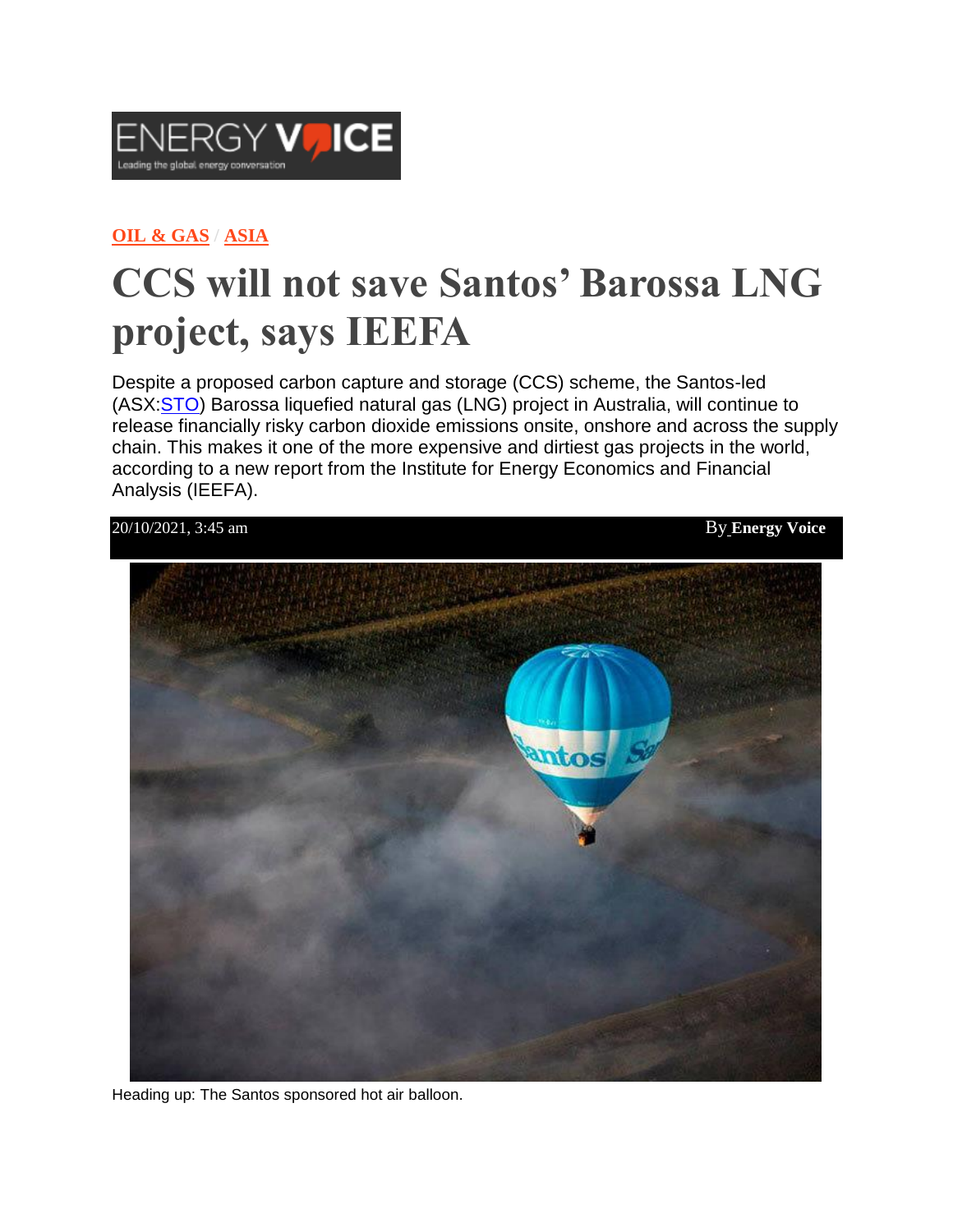**OIL & GAS** / **ASIA**

# CCS will not save Santos' Barossa LNG project, says IEEFA

Despite a proposed carbon capture and storage (CCS) scheme, the Santos-led (ASX:STO) Barossa liquefied natural gas (LNG) project in Australia, will continue to release financially risky carbon dioxide emissions onsite, onshore and across the supply chain. This makes it one of the more expensive and dirtiest gas projects in the world, according to a new report from the Institute for Energy Economics and Financial Analysis (IEEFA).

20/10/2021, 3:45 am By **Energy Voice**

Heading up: The Santos sponsored hot air balloon.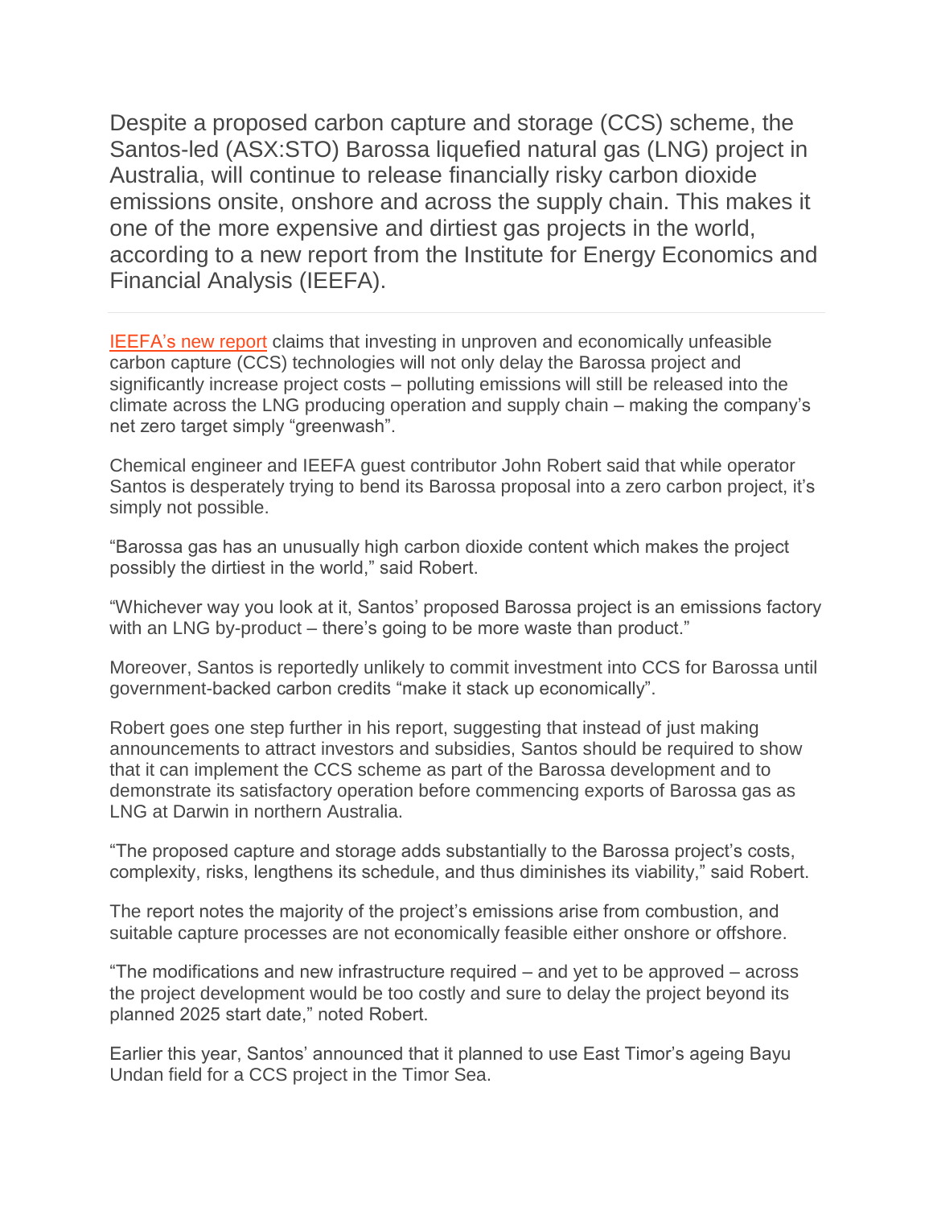Despite a proposed carbon capture and storage (CCS) scheme, the Santos-led (ASX:STO) Barossa liquefied natural gas (LNG) project in Australia, will continue to release financially risky carbon dioxide emissions onsite, onshore and across the supply chain. This makes it one of the more expensive and dirtiest gas projects in the world, according to a new report from the Institute for Energy Economics and Financial Analysis (IEEFA).

---

IEEFA's new report claims that investing in unproven and economically unfeasible carbon capture (CCS) technologies will not only delay the Barossa project and significantly increase project costs – polluting emissions will still be released into the climate across the LNG producing operation and supply chain – making the company's net zero target simply "greenwash".

Chemical engineer and IEEFA guest contributor John Robert said that while operator Santos is desperately trying to bend its Barossa proposal into a zero carbon project, it's simply not possible.

"Barossa gas has an unusually high carbon dioxide content which makes the project possibly the dirtiest in the world," said Robert.

"Whichever way you look at it, Santos' proposed Barossa project is an emissions factory with an LNG by-product – there's going to be more waste than product."

Moreover, Santos is reportedly unlikely to commit investment into CCS for Barossa until government-backed carbon credits "make it stack up economically".

Robert goes one step further in his report, suggesting that instead of just making announcements to attract investors and subsidies, Santos should be required to show that it can implement the CCS scheme as part of the Barossa development and to demonstrate its satisfactory operation before commencing exports of Barossa gas as LNG at Darwin in northern Australia.

"The proposed capture and storage adds substantially to the Barossa project's costs, complexity, risks, lengthens its schedule, and thus diminishes its viability," said Robert.

The report notes the majority of the project's emissions arise from combustion, and suitable capture processes are not economically feasible either onshore or offshore.

"The modifications and new infrastructure required – and yet to be approved – across the project development would be too costly and sure to delay the project beyond its planned 2025 start date," noted Robert.

Earlier this year, Santos' announced that it planned to use East Timor's ageing Bayu Undan field for a CCS project in the Timor Sea.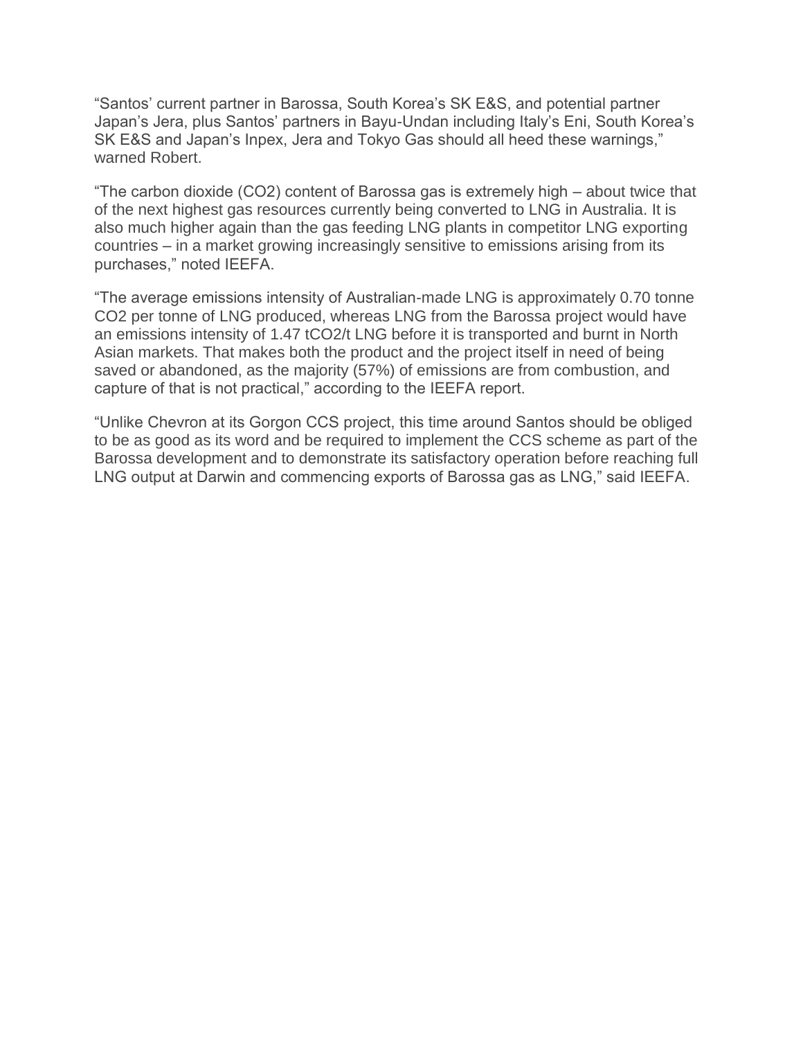"Santos' current partner in Barossa, South Korea's SK E&S, and potential partner Japan's Jera, plus Santos' partners in Bayu-Undan including Italy's Eni, South Korea's SK E&S and Japan's Inpex, Jera and Tokyo Gas should all heed these warnings," warned Robert.

"The carbon dioxide ($CO_2$) content of Barossa gas is extremely high – about twice that of the next highest gas resources currently being converted to LNG in Australia. It is also much higher again than the gas feeding LNG plants in competitor LNG exporting countries – in a market growing increasingly sensitive to emissions arising from its purchases," noted IEEFA.

"The average emissions intensity of Australian-made LNG is approximately 0.70 tonne $CO_2$ per tonne of LNG produced, whereas LNG from the Barossa project would have an emissions intensity of 1.47 $tCO_2$/t LNG before it is transported and burnt in North Asian markets. That makes both the product and the project itself in need of being saved or abandoned, as the majority (57%) of emissions are from combustion, and capture of that is not practical," according to the IEEFA report.

"Unlike Chevron at its Gorgon CCS project, this time around Santos should be obliged to be as good as its word and be required to implement the CCS scheme as part of the Barossa development and to demonstrate its satisfactory operation before reaching full LNG output at Darwin and commencing exports of Barossa gas as LNG," said IEEFA.